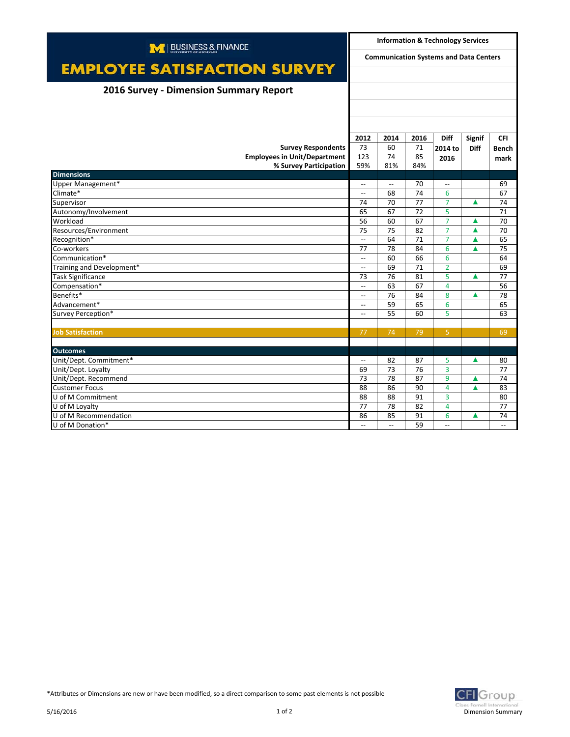BUSINESS & FINANCE UNIVERSITY OF MICHIGAN

# EMPLOYEE SATISFACTION SURVEY

## 2016 Survey - Dimension Summary Report

**Information & Technology Services**

**Communication Systems and Data Centers**

| | 2012 | 2014 | 2016 | Diff 2014 to 2016 | Signif Diff | CFI Benchmark |
|---|---|---|---|---|---|---|
| **Survey Respondents** | 73 | 60 | 71 | | | |
| **Employees in Unit/Department** | 123 | 74 | 85 | | | |
| **% Survey Participation** | 59% | 81% | 84% | | | |
| **Dimensions** | | | | | | |
| Upper Management* | -- | -- | 70 | -- | | 69 |
| Climate* | -- | 68 | 74 | 6 | | 67 |
| Supervisor | 74 | 70 | 77 | 7 | ▲ | 74 |
| Autonomy/Involvement | 65 | 67 | 72 | 5 | | 71 |
| Workload | 56 | 60 | 67 | 7 | ▲ | 70 |
| Resources/Environment | 75 | 75 | 82 | 7 | ▲ | 70 |
| Recognition* | -- | 64 | 71 | 7 | ▲ | 65 |
| Co-workers | 77 | 78 | 84 | 6 | ▲ | 75 |
| Communication* | -- | 60 | 66 | 6 | | 64 |
| Training and Development* | -- | 69 | 71 | 2 | | 69 |
| Task Significance | 73 | 76 | 81 | 5 | ▲ | 77 |
| Compensation* | -- | 63 | 67 | 4 | | 56 |
| Benefits* | -- | 76 | 84 | 8 | ▲ | 78 |
| Advancement* | -- | 59 | 65 | 6 | | 65 |
| Survey Perception* | -- | 55 | 60 | 5 | | 63 |
| **Job Satisfaction** | 77 | 74 | 79 | 5 | | 69 |
| **Outcomes** | | | | | | |
| Unit/Dept. Commitment* | -- | 82 | 87 | 5 | ▲ | 80 |
| Unit/Dept. Loyalty | 69 | 73 | 76 | 3 | | 77 |
| Unit/Dept. Recommend | 73 | 78 | 87 | 9 | ▲ | 74 |
| Customer Focus | 88 | 86 | 90 | 4 | ▲ | 83 |
| U of M Commitment | 88 | 88 | 91 | 3 | | 80 |
| U of M Loyalty | 77 | 78 | 82 | 4 | | 77 |
| U of M Recommendation | 86 | 85 | 91 | 6 | ▲ | 74 |
| U of M Donation* | -- | -- | 59 | -- | | -- |

*Attributes or Dimensions are new or have been modified, so a direct comparison to some past elements is not possible

5/16/2016

CFI Group — Claes Fornell International

Dimension Summary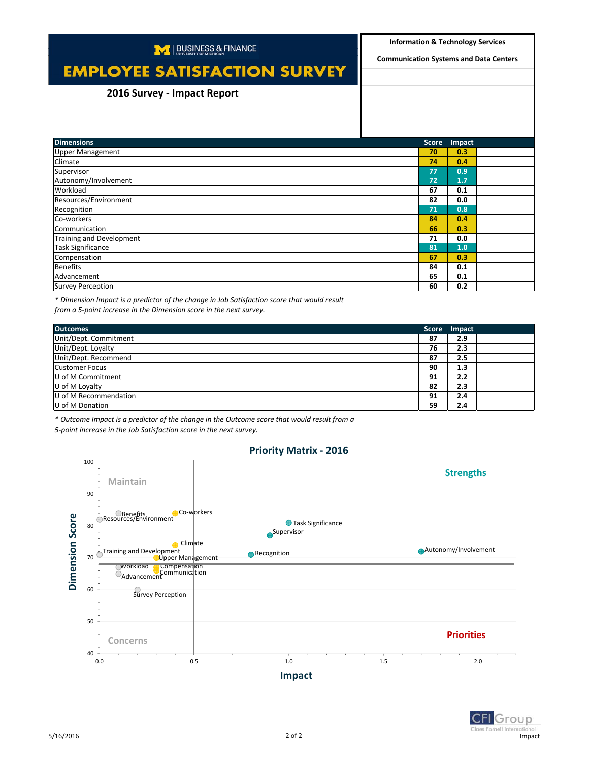BUSINESS & FINANCE
UNIVERSITY OF MICHIGAN

# EMPLOYEE SATISFACTION SURVEY

**2016 Survey - Impact Report**

**Information & Technology Services**

**Communication Systems and Data Centers**

| Dimensions | Score | Impact |
|---|---|---|
| Upper Management | 70 | 0.3 |
| Climate | 74 | 0.4 |
| Supervisor | 77 | 0.9 |
| Autonomy/Involvement | 72 | 1.7 |
| Workload | 67 | 0.1 |
| Resources/Environment | 82 | 0.0 |
| Recognition | 71 | 0.8 |
| Co-workers | 84 | 0.4 |
| Communication | 66 | 0.3 |
| Training and Development | 71 | 0.0 |
| Task Significance | 81 | 1.0 |
| Compensation | 67 | 0.3 |
| Benefits | 84 | 0.1 |
| Advancement | 65 | 0.1 |
| Survey Perception | 60 | 0.2 |

*\* Dimension Impact is a predictor of the change in Job Satisfaction score that would result from a 5-point increase in the Dimension score in the next survey.*

| Outcomes | Score | Impact |
|---|---|---|
| Unit/Dept. Commitment | 87 | 2.9 |
| Unit/Dept. Loyalty | 76 | 2.3 |
| Unit/Dept. Recommend | 87 | 2.5 |
| Customer Focus | 90 | 1.3 |
| U of M Commitment | 91 | 2.2 |
| U of M Loyalty | 82 | 2.3 |
| U of M Recommendation | 91 | 2.4 |
| U of M Donation | 59 | 2.4 |

*\* Outcome Impact is a predictor of the change in the Outcome score that would result from a 5-point increase in the Job Satisfaction score in the next survey.*

## Priority Matrix - 2016

Maintain
Strengths
Concerns
Priorities

Dimension Score
100
90
80
70
60
50
40

Impact
0.0
0.5
1.0
1.5
2.0

Benefits
Co-workers
Resources/Environment
Task Significance
Supervisor
Climate
Training and Development
Recognition
Autonomy/Involvement
Upper Management
Workload
Compensation
Communication
Advancement
Survey Perception

5/16/2016

CFI Group
Claes Fornell International

Impact